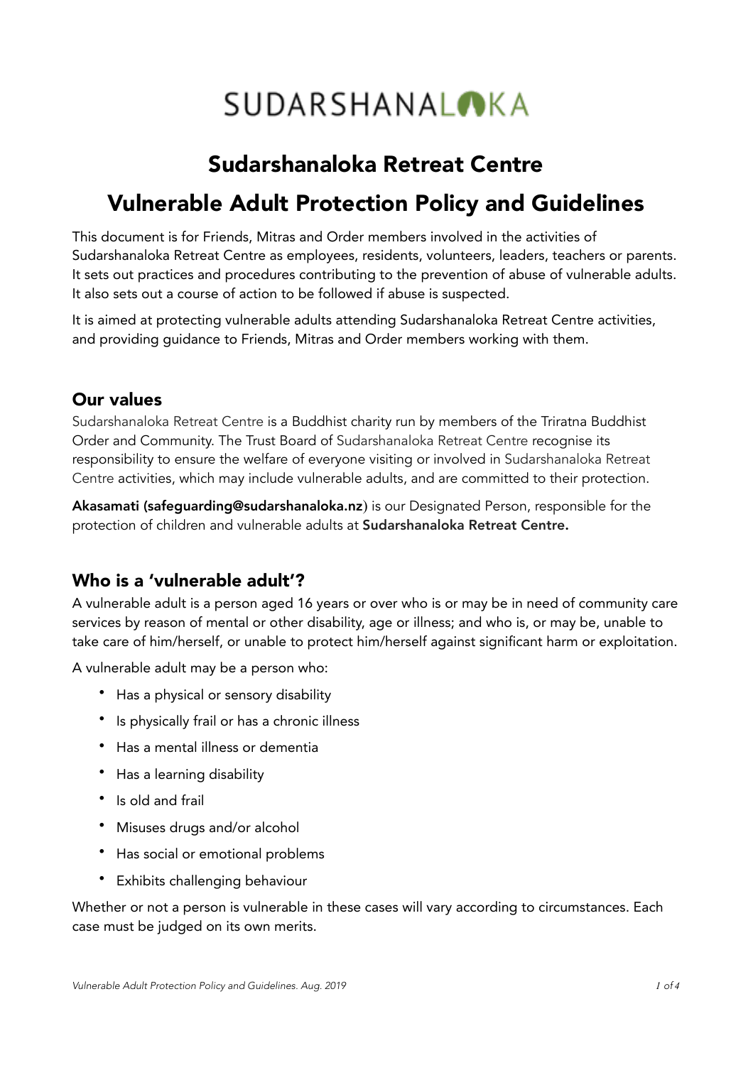SUDARSHANALOKA

# Sudarshanaloka Retreat Centre

# Vulnerable Adult Protection Policy and Guidelines

This document is for Friends, Mitras and Order members involved in the activities of Sudarshanaloka Retreat Centre as employees, residents, volunteers, leaders, teachers or parents. It sets out practices and procedures contributing to the prevention of abuse of vulnerable adults. It also sets out a course of action to be followed if abuse is suspected.

It is aimed at protecting vulnerable adults attending Sudarshanaloka Retreat Centre activities, and providing guidance to Friends, Mitras and Order members working with them.

## Our values

Sudarshanaloka Retreat Centre is a Buddhist charity run by members of the Triratna Buddhist Order and Community. The Trust Board of Sudarshanaloka Retreat Centre recognise its responsibility to ensure the welfare of everyone visiting or involved in Sudarshanaloka Retreat Centre activities, which may include vulnerable adults, and are committed to their protection.

**Akasamati (safeguarding@sudarshanaloka.nz**) is our Designated Person, responsible for the protection of children and vulnerable adults at **Sudarshanaloka Retreat Centre.**

## Who is a 'vulnerable adult'?

A vulnerable adult is a person aged 16 years or over who is or may be in need of community care services by reason of mental or other disability, age or illness; and who is, or may be, unable to take care of him/herself, or unable to protect him/herself against significant harm or exploitation.

A vulnerable adult may be a person who:

- Has a physical or sensory disability
- Is physically frail or has a chronic illness
- Has a mental illness or dementia
- Has a learning disability
- Is old and frail
- Misuses drugs and/or alcohol
- Has social or emotional problems
- Exhibits challenging behaviour

Whether or not a person is vulnerable in these cases will vary according to circumstances. Each case must be judged on its own merits.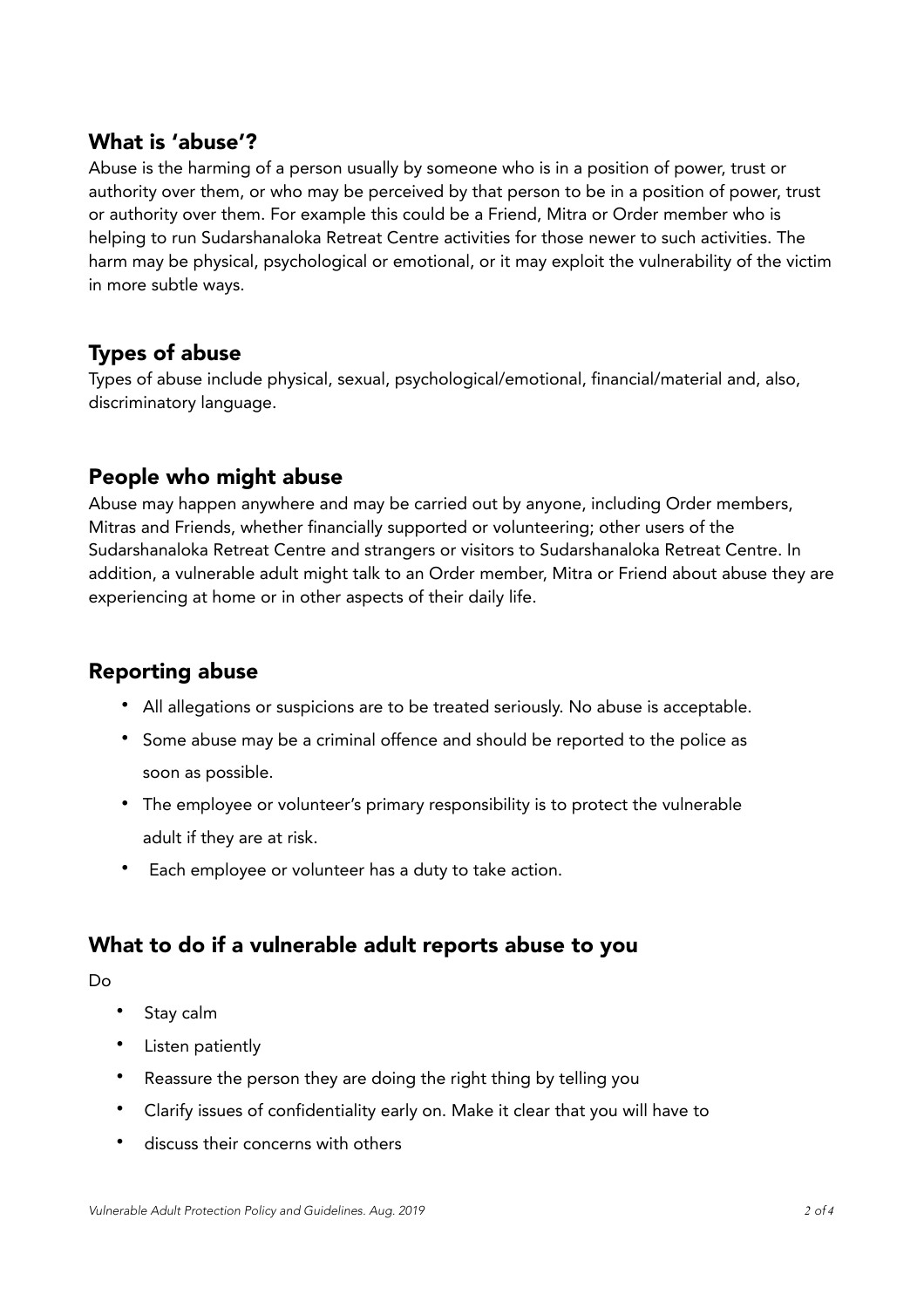## What is 'abuse'?

Abuse is the harming of a person usually by someone who is in a position of power, trust or authority over them, or who may be perceived by that person to be in a position of power, trust or authority over them. For example this could be a Friend, Mitra or Order member who is helping to run Sudarshanaloka Retreat Centre activities for those newer to such activities. The harm may be physical, psychological or emotional, or it may exploit the vulnerability of the victim in more subtle ways.

## Types of abuse

Types of abuse include physical, sexual, psychological/emotional, financial/material and, also, discriminatory language.

## People who might abuse

Abuse may happen anywhere and may be carried out by anyone, including Order members, Mitras and Friends, whether financially supported or volunteering; other users of the Sudarshanaloka Retreat Centre and strangers or visitors to Sudarshanaloka Retreat Centre. In addition, a vulnerable adult might talk to an Order member, Mitra or Friend about abuse they are experiencing at home or in other aspects of their daily life.

## Reporting abuse

- All allegations or suspicions are to be treated seriously. No abuse is acceptable.
- Some abuse may be a criminal offence and should be reported to the police as soon as possible.
- The employee or volunteer's primary responsibility is to protect the vulnerable adult if they are at risk.
- Each employee or volunteer has a duty to take action.

## What to do if a vulnerable adult reports abuse to you

Do

- Stay calm
- Listen patiently
- Reassure the person they are doing the right thing by telling you
- Clarify issues of confidentiality early on. Make it clear that you will have to
- discuss their concerns with others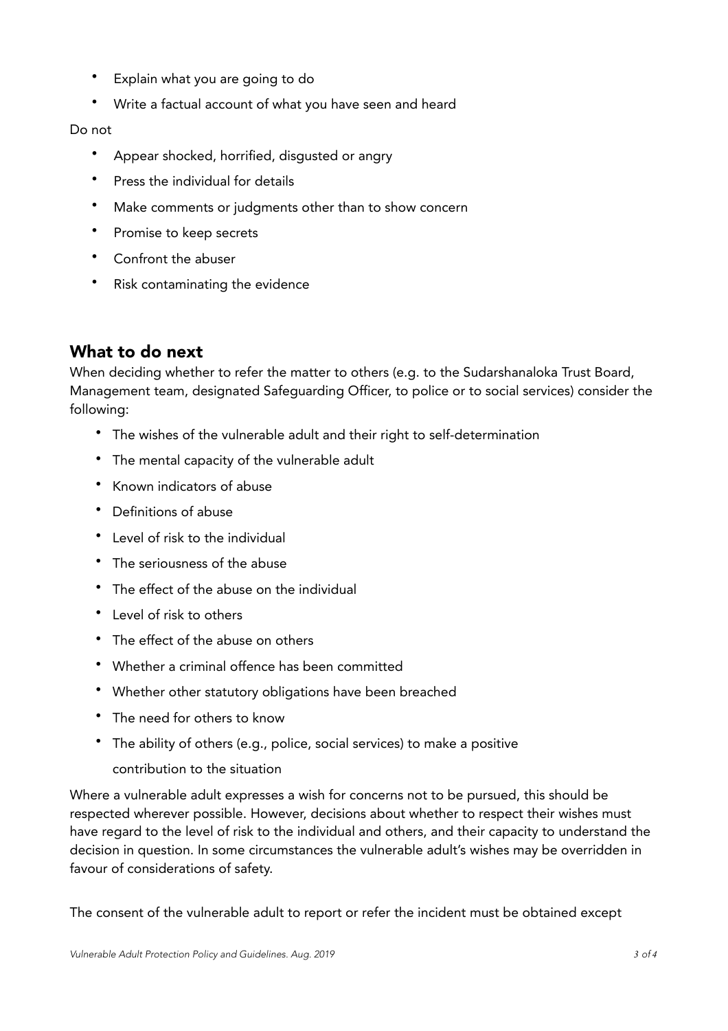- Explain what you are going to do
- Write a factual account of what you have seen and heard

Do not

- Appear shocked, horrified, disgusted or angry
- Press the individual for details
- Make comments or judgments other than to show concern
- Promise to keep secrets
- Confront the abuser
- Risk contaminating the evidence

## What to do next

When deciding whether to refer the matter to others (e.g. to the Sudarshanaloka Trust Board, Management team, designated Safeguarding Officer, to police or to social services) consider the following:

- The wishes of the vulnerable adult and their right to self-determination
- The mental capacity of the vulnerable adult
- Known indicators of abuse
- Definitions of abuse
- Level of risk to the individual
- The seriousness of the abuse
- The effect of the abuse on the individual
- Level of risk to others
- The effect of the abuse on others
- Whether a criminal offence has been committed
- Whether other statutory obligations have been breached
- The need for others to know
- The ability of others (e.g., police, social services) to make a positive contribution to the situation

Where a vulnerable adult expresses a wish for concerns not to be pursued, this should be respected wherever possible. However, decisions about whether to respect their wishes must have regard to the level of risk to the individual and others, and their capacity to understand the decision in question. In some circumstances the vulnerable adult's wishes may be overridden in favour of considerations of safety.

The consent of the vulnerable adult to report or refer the incident must be obtained except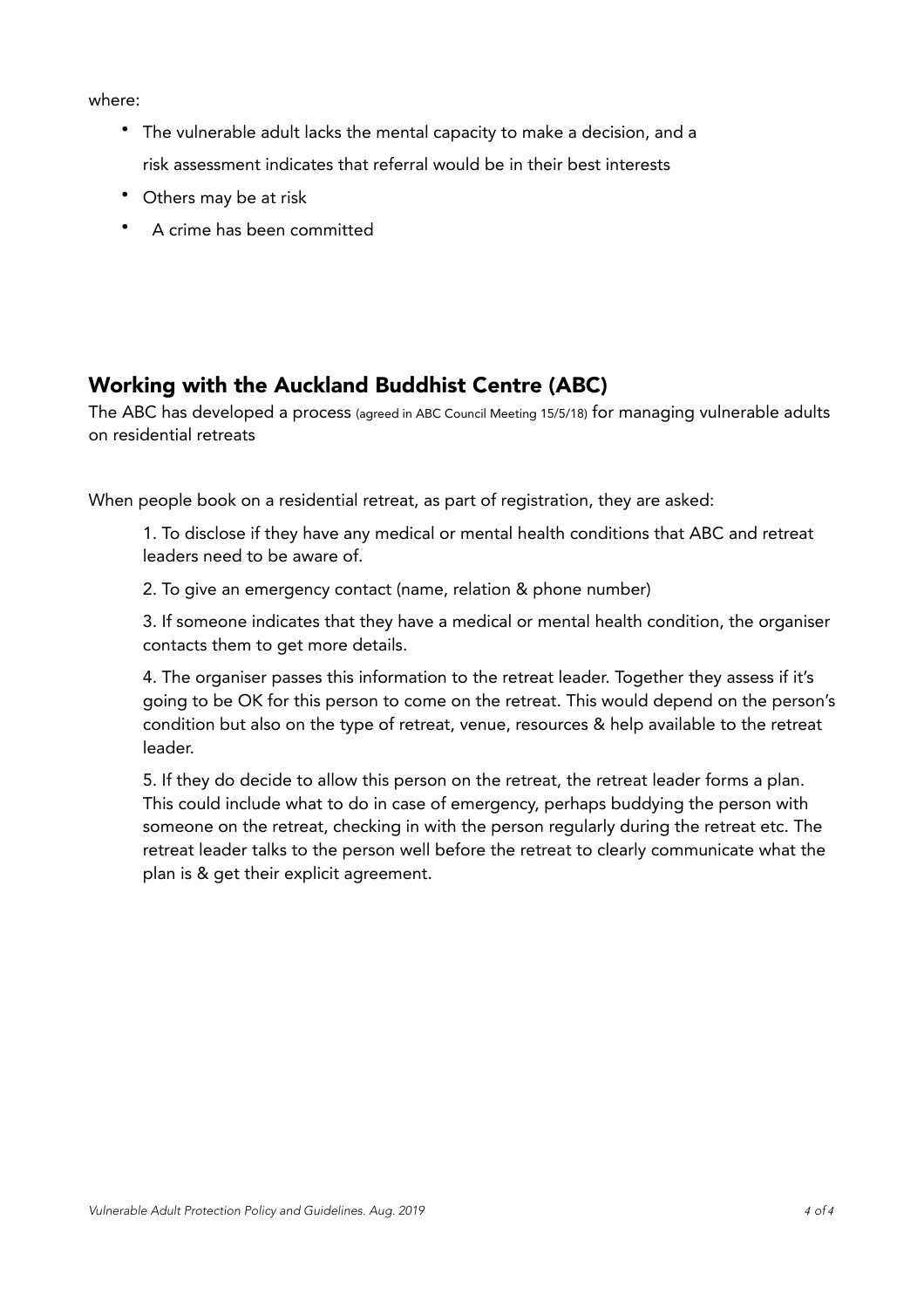where:

- The vulnerable adult lacks the mental capacity to make a decision, and a risk assessment indicates that referral would be in their best interests
- Others may be at risk
- A crime has been committed

## Working with the Auckland Buddhist Centre (ABC)

The ABC has developed a process (agreed in ABC Council Meeting 15/5/18) for managing vulnerable adults on residential retreats

When people book on a residential retreat, as part of registration, they are asked:

1. To disclose if they have any medical or mental health conditions that ABC and retreat leaders need to be aware of.

2. To give an emergency contact (name, relation & phone number)

3. If someone indicates that they have a medical or mental health condition, the organiser contacts them to get more details.

4. The organiser passes this information to the retreat leader. Together they assess if it's going to be OK for this person to come on the retreat. This would depend on the person's condition but also on the type of retreat, venue, resources & help available to the retreat leader.

5. If they do decide to allow this person on the retreat, the retreat leader forms a plan. This could include what to do in case of emergency, perhaps buddying the person with someone on the retreat, checking in with the person regularly during the retreat etc. The retreat leader talks to the person well before the retreat to clearly communicate what the plan is & get their explicit agreement.